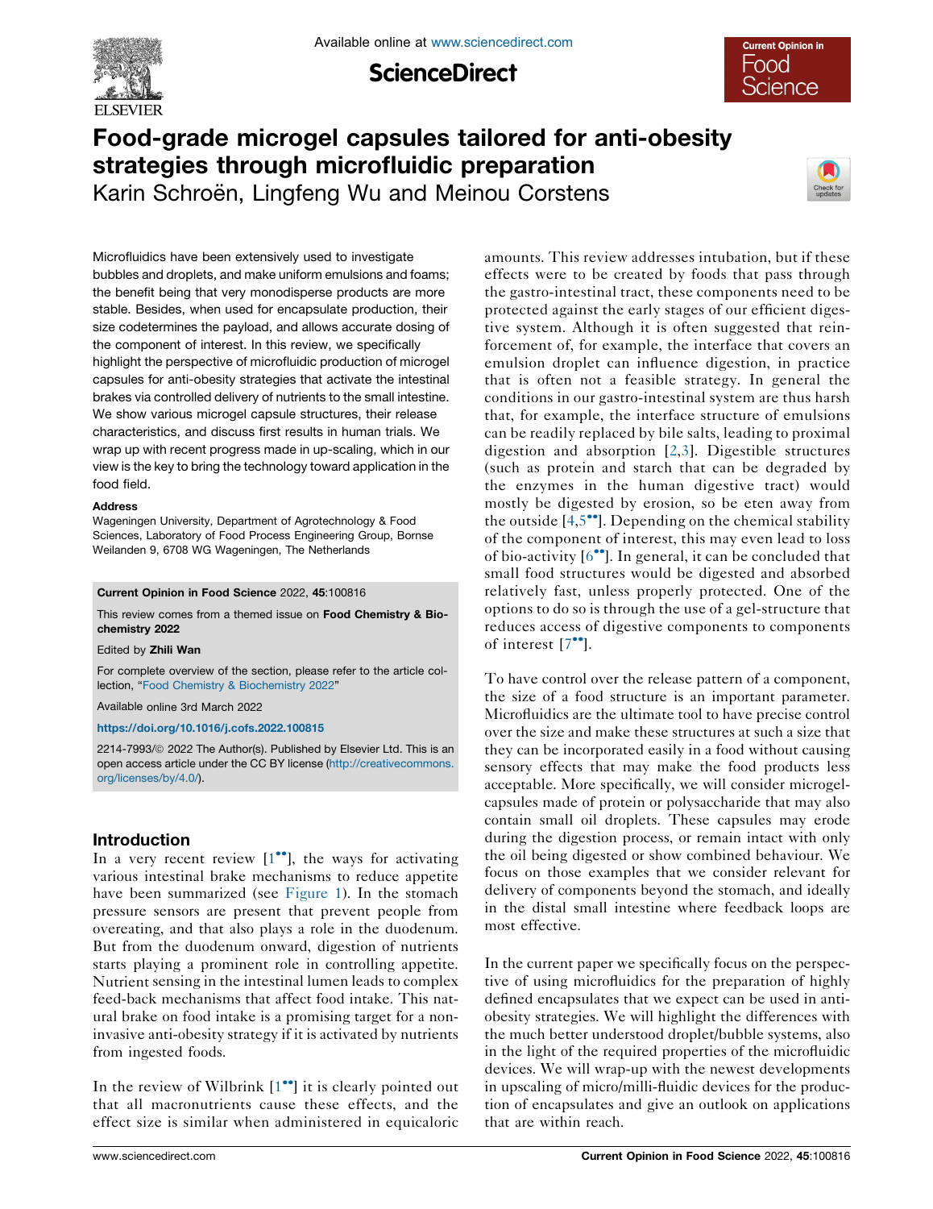# Food-grade microgel capsules tailored for anti-obesity strategies through microfluidic preparation

Karin Schroën, Lingfeng Wu and Meinou Corstens

Microfluidics have been extensively used to investigate bubbles and droplets, and make uniform emulsions and foams; the benefit being that very monodisperse products are more stable. Besides, when used for encapsulate production, their size codetermines the payload, and allows accurate dosing of the component of interest. In this review, we specifically highlight the perspective of microfluidic production of microgel capsules for anti-obesity strategies that activate the intestinal brakes via controlled delivery of nutrients to the small intestine. We show various microgel capsule structures, their release characteristics, and discuss first results in human trials. We wrap up with recent progress made in up-scaling, which in our view is the key to bring the technology toward application in the food field.

**Address**

Wageningen University, Department of Agrotechnology & Food Sciences, Laboratory of Food Process Engineering Group, Bornse Weilanden 9, 6708 WG Wageningen, The Netherlands

**Current Opinion in Food Science** 2022, **45**:100816

This review comes from a themed issue on **Food Chemistry & Biochemistry 2022**

Edited by **Zhili Wan**

For complete overview of the section, please refer to the article collection, "Food Chemistry & Biochemistry 2022"

Available online 3rd March 2022

https://doi.org/10.1016/j.cofs.2022.100815

2214-7993/© 2022 The Author(s). Published by Elsevier Ltd. This is an open access article under the CC BY license (http://creativecommons.org/licenses/by/4.0/).

## Introduction

In a very recent review [1••], the ways for activating various intestinal brake mechanisms to reduce appetite have been summarized (see Figure 1). In the stomach pressure sensors are present that prevent people from overeating, and that also plays a role in the duodenum. But from the duodenum onward, digestion of nutrients starts playing a prominent role in controlling appetite. Nutrient sensing in the intestinal lumen leads to complex feed-back mechanisms that affect food intake. This natural brake on food intake is a promising target for a non-invasive anti-obesity strategy if it is activated by nutrients from ingested foods.

In the review of Wilbrink [1••] it is clearly pointed out that all macronutrients cause these effects, and the effect size is similar when administered in equicaloric amounts. This review addresses intubation, but if these effects were to be created by foods that pass through the gastro-intestinal tract, these components need to be protected against the early stages of our efficient digestive system. Although it is often suggested that reinforcement of, for example, the interface that covers an emulsion droplet can influence digestion, in practice that is often not a feasible strategy. In general the conditions in our gastro-intestinal system are thus harsh that, for example, the interface structure of emulsions can be readily replaced by bile salts, leading to proximal digestion and absorption [2,3]. Digestible structures (such as protein and starch that can be degraded by the enzymes in the human digestive tract) would mostly be digested by erosion, so be eten away from the outside [4,5••]. Depending on the chemical stability of the component of interest, this may even lead to loss of bio-activity [6••]. In general, it can be concluded that small food structures would be digested and absorbed relatively fast, unless properly protected. One of the options to do so is through the use of a gel-structure that reduces access of digestive components to components of interest [7••].

To have control over the release pattern of a component, the size of a food structure is an important parameter. Microfluidics are the ultimate tool to have precise control over the size and make these structures at such a size that they can be incorporated easily in a food without causing sensory effects that may make the food products less acceptable. More specifically, we will consider microgel-capsules made of protein or polysaccharide that may also contain small oil droplets. These capsules may erode during the digestion process, or remain intact with only the oil being digested or show combined behaviour. We focus on those examples that we consider relevant for delivery of components beyond the stomach, and ideally in the distal small intestine where feedback loops are most effective.

In the current paper we specifically focus on the perspective of using microfluidics for the preparation of highly defined encapsulates that we expect can be used in anti-obesity strategies. We will highlight the differences with the much better understood droplet/bubble systems, also in the light of the required properties of the microfluidic devices. We will wrap-up with the newest developments in upscaling of micro/milli-fluidic devices for the production of encapsulates and give an outlook on applications that are within reach.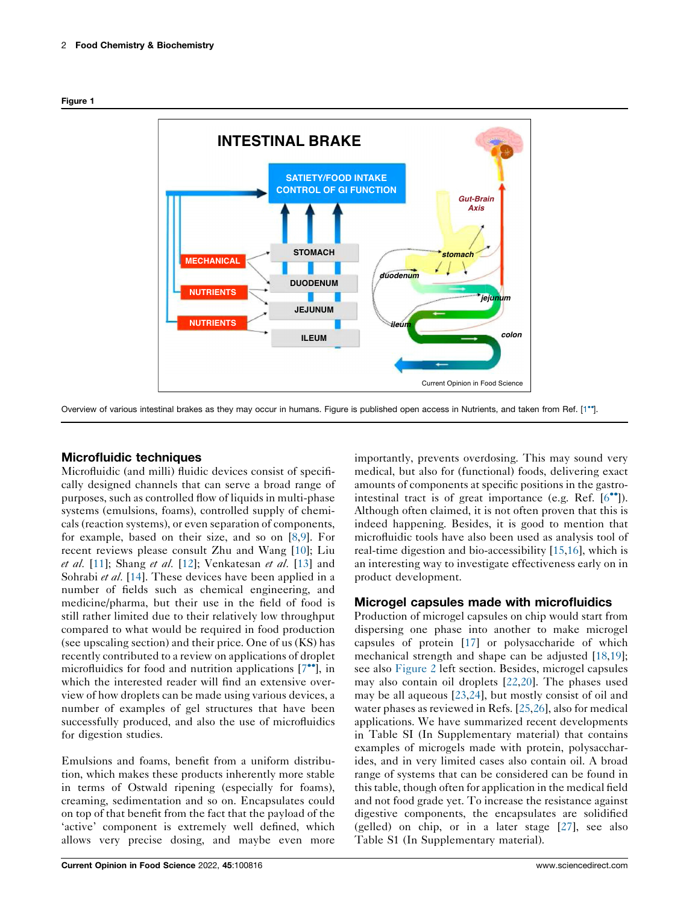Figure 1

Overview of various intestinal brakes as they may occur in humans. Figure is published open access in Nutrients, and taken from Ref. [1••].

## Microfluidic techniques

Microfluidic (and milli) fluidic devices consist of specifically designed channels that can serve a broad range of purposes, such as controlled flow of liquids in multi-phase systems (emulsions, foams), controlled supply of chemicals (reaction systems), or even separation of components, for example, based on their size, and so on [8,9]. For recent reviews please consult Zhu and Wang [10]; Liu *et al.* [11]; Shang *et al.* [12]; Venkatesan *et al.* [13] and Sohrabi *et al.* [14]. These devices have been applied in a number of fields such as chemical engineering, and medicine/pharma, but their use in the field of food is still rather limited due to their relatively low throughput compared to what would be required in food production (see upscaling section) and their price. One of us (KS) has recently contributed to a review on applications of droplet microfluidics for food and nutrition applications [7••], in which the interested reader will find an extensive overview of how droplets can be made using various devices, a number of examples of gel structures that have been successfully produced, and also the use of microfluidics for digestion studies.

Emulsions and foams, benefit from a uniform distribution, which makes these products inherently more stable in terms of Ostwald ripening (especially for foams), creaming, sedimentation and so on. Encapsulates could on top of that benefit from the fact that the payload of the 'active' component is extremely well defined, which allows very precise dosing, and maybe even more importantly, prevents overdosing. This may sound very medical, but also for (functional) foods, delivering exact amounts of components at specific positions in the gastrointestinal tract is of great importance (e.g. Ref. [6••]). Although often claimed, it is not often proven that this is indeed happening. Besides, it is good to mention that microfluidic tools have also been used as analysis tool of real-time digestion and bio-accessibility [15,16], which is an interesting way to investigate effectiveness early on in product development.

## Microgel capsules made with microfluidics

Production of microgel capsules on chip would start from dispersing one phase into another to make microgel capsules of protein [17] or polysaccharide of which mechanical strength and shape can be adjusted [18,19]; see also Figure 2 left section. Besides, microgel capsules may also contain oil droplets [22,20]. The phases used may be all aqueous [23,24], but mostly consist of oil and water phases as reviewed in Refs. [25,26], also for medical applications. We have summarized recent developments in Table SI (In Supplementary material) that contains examples of microgels made with protein, polysaccharides, and in very limited cases also contain oil. A broad range of systems that can be considered can be found in this table, though often for application in the medical field and not food grade yet. To increase the resistance against digestive components, the encapsulates are solidified (gelled) on chip, or in a later stage [27], see also Table S1 (In Supplementary material).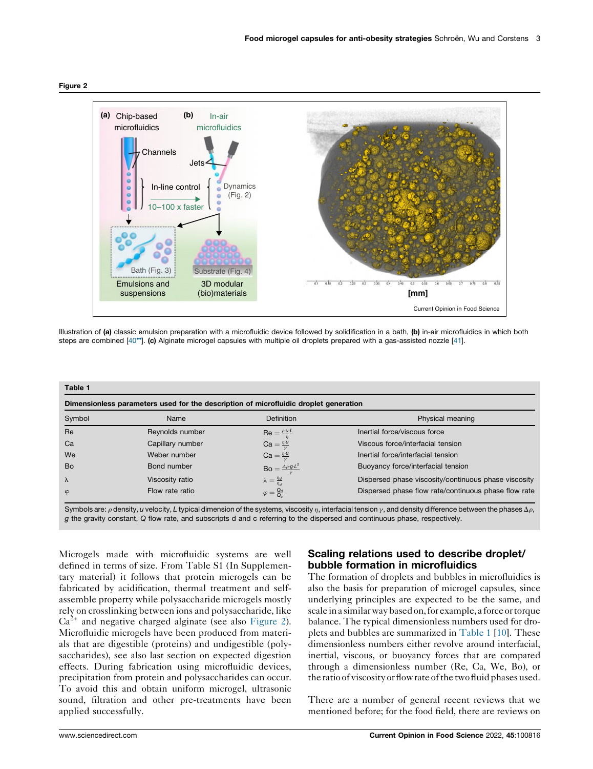**Figure 2**

Illustration of **(a)** classic emulsion preparation with a microfluidic device followed by solidification in a bath, **(b)** in-air microfluidics in which both steps are combined [40••]. **(c)** Alginate microgel capsules with multiple oil droplets prepared with a gas-assisted nozzle [41].

**Table 1**

**Dimensionless parameters used for the description of microfluidic droplet generation**

| Symbol | Name | Definition | Physical meaning |
|---|---|---|---|
| Re | Reynolds number | $Re = \frac{\rho \cdot u \cdot L}{\eta}$ | Inertial force/viscous force |
| Ca | Capillary number | $Ca = \frac{\eta \cdot u}{\gamma}$ | Viscous force/interfacial tension |
| We | Weber number | $Ca = \frac{\eta \cdot u}{\gamma}$ | Inertial force/interfacial tension |
| Bo | Bond number | $Bo = \frac{\Delta\rho \cdot g \cdot L^2}{\gamma}$ | Buoyancy force/interfacial tension |
| λ | Viscosity ratio | $\lambda = \frac{\eta_d}{\eta_d}$ | Dispersed phase viscosity/continuous phase viscosity |
| φ | Flow rate ratio | $\varphi = \frac{Q_d}{Q_c}$ | Dispersed phase flow rate/continuous phase flow rate |

Symbols are: $\rho$ density, $u$ velocity, $L$ typical dimension of the systems, viscosity $\eta$, interfacial tension $\gamma$, and density difference between the phases $\Delta\rho$, $g$ the gravity constant, $Q$ flow rate, and subscripts d and c referring to the dispersed and continuous phase, respectively.

Microgels made with microfluidic systems are well defined in terms of size. From Table S1 (In Supplementary material) it follows that protein microgels can be fabricated by acidification, thermal treatment and self-assemble property while polysaccharide microgels mostly rely on crosslinking between ions and polysaccharide, like $Ca^{2+}$ and negative charged alginate (see also Figure 2). Microfluidic microgels have been produced from materials that are digestible (proteins) and undigestible (polysaccharides), see also last section on expected digestion effects. During fabrication using microfluidic devices, precipitation from protein and polysaccharides can occur. To avoid this and obtain uniform microgel, ultrasonic sound, filtration and other pre-treatments have been applied successfully.

## Scaling relations used to describe droplet/bubble formation in microfluidics

The formation of droplets and bubbles in microfluidics is also the basis for preparation of microgel capsules, since underlying principles are expected to be the same, and scale in a similar way based on, for example, a force or torque balance. The typical dimensionless numbers used for droplets and bubbles are summarized in Table 1 [10]. These dimensionless numbers either revolve around interfacial, inertial, viscous, or buoyancy forces that are compared through a dimensionless number (Re, Ca, We, Bo), or the ratio of viscosity or flow rate of the two fluid phases used.

There are a number of general recent reviews that we mentioned before; for the food field, there are reviews on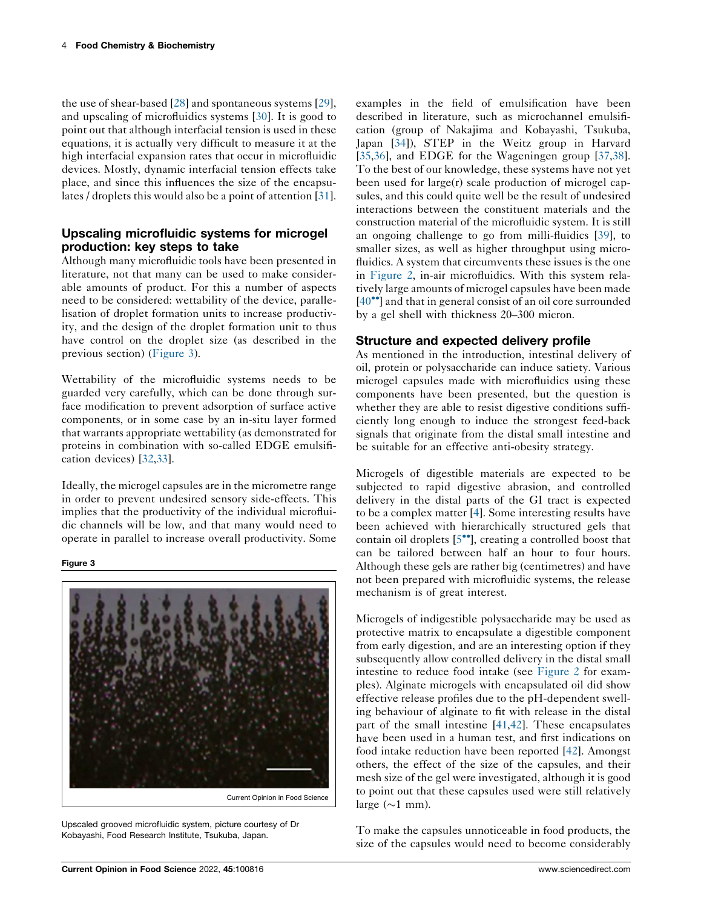the use of shear-based [28] and spontaneous systems [29], and upscaling of microfluidics systems [30]. It is good to point out that although interfacial tension is used in these equations, it is actually very difficult to measure it at the high interfacial expansion rates that occur in microfluidic devices. Mostly, dynamic interfacial tension effects take place, and since this influences the size of the encapsulates / droplets this would also be a point of attention [31].

## Upscaling microfluidic systems for microgel production: key steps to take

Although many microfluidic tools have been presented in literature, not that many can be used to make considerable amounts of product. For this a number of aspects need to be considered: wettability of the device, parallelisation of droplet formation units to increase productivity, and the design of the droplet formation unit to thus have control on the droplet size (as described in the previous section) (Figure 3).

Wettability of the microfluidic systems needs to be guarded very carefully, which can be done through surface modification to prevent adsorption of surface active components, or in some case by an in-situ layer formed that warrants appropriate wettability (as demonstrated for proteins in combination with so-called EDGE emulsification devices) [32,33].

Ideally, the microgel capsules are in the micrometre range in order to prevent undesired sensory side-effects. This implies that the productivity of the individual microfluidic channels will be low, and that many would need to operate in parallel to increase overall productivity. Some examples in the field of emulsification have been described in literature, such as microchannel emulsification (group of Nakajima and Kobayashi, Tsukuba, Japan [34]), STEP in the Weitz group in Harvard [35,36], and EDGE for the Wageningen group [37,38]. To the best of our knowledge, these systems have not yet been used for large(r) scale production of microgel capsules, and this could quite well be the result of undesired interactions between the constituent materials and the construction material of the microfluidic system. It is still an ongoing challenge to go from milli-fluidics [39], to smaller sizes, as well as higher throughput using microfluidics. A system that circumvents these issues is the one in Figure 2, in-air microfluidics. With this system relatively large amounts of microgel capsules have been made [40••] and that in general consist of an oil core surrounded by a gel shell with thickness 20–300 micron.

**Figure 3**

Upscaled grooved microfluidic system, picture courtesy of Dr Kobayashi, Food Research Institute, Tsukuba, Japan.

## Structure and expected delivery profile

As mentioned in the introduction, intestinal delivery of oil, protein or polysaccharide can induce satiety. Various microgel capsules made with microfluidics using these components have been presented, but the question is whether they are able to resist digestive conditions sufficiently long enough to induce the strongest feed-back signals that originate from the distal small intestine and be suitable for an effective anti-obesity strategy.

Microgels of digestible materials are expected to be subjected to rapid digestive abrasion, and controlled delivery in the distal parts of the GI tract is expected to be a complex matter [4]. Some interesting results have been achieved with hierarchically structured gels that contain oil droplets [5••], creating a controlled boost that can be tailored between half an hour to four hours. Although these gels are rather big (centimetres) and have not been prepared with microfluidic systems, the release mechanism is of great interest.

Microgels of indigestible polysaccharide may be used as protective matrix to encapsulate a digestible component from early digestion, and are an interesting option if they subsequently allow controlled delivery in the distal small intestine to reduce food intake (see Figure 2 for examples). Alginate microgels with encapsulated oil did show effective release profiles due to the pH-dependent swelling behaviour of alginate to fit with release in the distal part of the small intestine [41,42]. These encapsulates have been used in a human test, and first indications on food intake reduction have been reported [42]. Amongst others, the effect of the size of the capsules, and their mesh size of the gel were investigated, although it is good to point out that these capsules used were still relatively large (~1 mm).

To make the capsules unnoticeable in food products, the size of the capsules would need to become considerably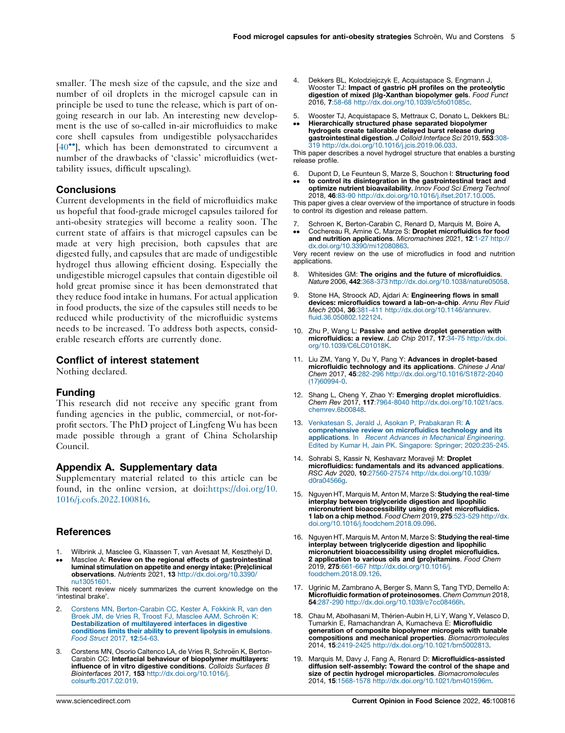smaller. The mesh size of the capsule, and the size and number of oil droplets in the microgel capsule can in principle be used to tune the release, which is part of ongoing research in our lab. An interesting new development is the use of so-called in-air microfluidics to make core shell capsules from undigestible polysaccharides [40••], which has been demonstrated to circumvent a number of the drawbacks of 'classic' microfluidics (wettability issues, difficult upscaling).

## Conclusions

Current developments in the field of microfluidics make us hopeful that food-grade microgel capsules tailored for anti-obesity strategies will become a reality soon. The current state of affairs is that microgel capsules can be made at very high precision, both capsules that are digested fully, and capsules that are made of undigestible hydrogel thus allowing efficient dosing. Especially the undigestible microgel capsules that contain digestible oil hold great promise since it has been demonstrated that they reduce food intake in humans. For actual application in food products, the size of the capsules still needs to be reduced while productivity of the microfluidic systems needs to be increased. To address both aspects, considerable research efforts are currently done.

## Conflict of interest statement

Nothing declared.

## Funding

This research did not receive any specific grant from funding agencies in the public, commercial, or not-for-profit sectors. The PhD project of Lingfeng Wu has been made possible through a grant of China Scholarship Council.

## Appendix A. Supplementary data

Supplementary material related to this article can be found, in the online version, at doi:https://doi.org/10.1016/j.cofs.2022.100816.

## References

1. •• Wilbrink J, Masclee G, Klaassen T, van Avesaat M, Keszthelyi D, Masclee A: **Review on the regional effects of gastrointestinal luminal stimulation on appetite and energy intake: (Pre)clinical observations**. *Nutrients* 2021, **13** http://dx.doi.org/10.3390/nu13051601.
   This recent review nicely summarizes the current knowledge on the 'intestinal brake'.

2. Corstens MN, Berton-Carabin CC, Kester A, Fokkink R, van den Broek JM, de Vries R, Troost FJ, Masclee AAM, Schroën K: **Destabilization of multilayered interfaces in digestive conditions limits their ability to prevent lipolysis in emulsions**. *Food Struct* 2017, **12**:54-63.

3. Corstens MN, Osorio Caltenco LA, de Vries R, Schroën K, Berton-Carabin CC: **Interfacial behaviour of biopolymer multilayers: influence of in vitro digestive conditions**. *Colloids Surfaces B Biointerfaces* 2017, **153** http://dx.doi.org/10.1016/j.colsurfb.2017.02.019.

4. Dekkers BL, Kolodziejczyk E, Acquistapace S, Engmann J, Wooster TJ: **Impact of gastric pH profiles on the proteolytic digestion of mixed βlg-Xanthan biopolymer gels**. *Food Funct* 2016, **7**:58-68 http://dx.doi.org/10.1039/c5fo01085c.

5. •• Wooster TJ, Acquistapace S, Mettraux C, Donato L, Dekkers BL: **Hierarchically structured phase separated biopolymer hydrogels create tailorable delayed burst release during gastrointestinal digestion**. *J Colloid Interface Sci* 2019, **553**:308-319 http://dx.doi.org/10.1016/j.jcis.2019.06.033.
   This paper describes a novel hydrogel structure that enables a bursting release profile.

6. •• Dupont D, Le Feunteun S, Marze S, Souchon I: **Structuring food to control its disintegration in the gastrointestinal tract and optimize nutrient bioavailability**. *Innov Food Sci Emerg Technol* 2018, **46**:83-90 http://dx.doi.org/10.1016/j.ifset.2017.10.005.
   This paper gives a clear overview of the importance of structure in foods to control its digestion and release pattern.

7. •• Schroen K, Berton-Carabin C, Renard D, Marquis M, Boire A, Cochereau R, Amine C, Marze S: **Droplet microfluidics for food and nutrition applications**. *Micromachines* 2021, **12**:1-27 http://dx.doi.org/10.3390/mi12080863.
   Very recent review on the use of microfludics in food and nutrition applications.

8. Whitesides GM: **The origins and the future of microfluidics**. *Nature* 2006, **442**:368-373 http://dx.doi.org/10.1038/nature05058.

9. Stone HA, Stroock AD, Ajdari A: **Engineering flows in small devices: microfluidics toward a lab-on-a-chip**. *Annu Rev Fluid Mech* 2004, **36**:381-411 http://dx.doi.org/10.1146/annurev.fluid.36.050802.122124.

10. Zhu P, Wang L: **Passive and active droplet generation with microfluidics: a review**. *Lab Chip* 2017, **17**:34-75 http://dx.doi.org/10.1039/C6LC01018K.

11. Liu ZM, Yang Y, Du Y, Pang Y: **Advances in droplet-based microfluidic technology and its applications**. *Chinese J Anal Chem* 2017, **45**:282-296 http://dx.doi.org/10.1016/S1872-2040(17)60994-0.

12. Shang L, Cheng Y, Zhao Y: **Emerging droplet microfluidics**. *Chem Rev* 2017, **117**:7964-8040 http://dx.doi.org/10.1021/acs.chemrev.6b00848.

13. Venkatesan S, Jerald J, Asokan P, Prabakaran R: **A comprehensive review on microfluidics technology and its applications**. In *Recent Advances in Mechanical Engineering*. Edited by Kumar H, Jain PK. Singapore: Springer; 2020:235-245.

14. Sohrabi S, Kassir N, Keshavarz Moraveji M: **Droplet microfluidics: fundamentals and its advanced applications**. *RSC Adv* 2020, **10**:27560-27574 http://dx.doi.org/10.1039/d0ra04566g.

15. Nguyen HT, Marquis M, Anton M, Marze S: **Studying the real-time interplay between triglyceride digestion and lipophilic micronutrient bioaccessibility using droplet microfluidics. 1 lab on a chip method**. *Food Chem* 2019, **275**:523-529 http://dx.doi.org/10.1016/j.foodchem.2018.09.096.

16. Nguyen HT, Marquis M, Anton M, Marze S: **Studying the real-time interplay between triglyceride digestion and lipophilic micronutrient bioaccessibility using droplet microfluidics. 2 application to various oils and (pro)vitamins**. *Food Chem* 2019, **275**:661-667 http://dx.doi.org/10.1016/j.foodchem.2018.09.126.

17. Ugrinic M, Zambrano A, Berger S, Mann S, Tang TYD, Demello A: **Microfluidic formation of proteinosomes**. *Chem Commun* 2018, **54**:287-290 http://dx.doi.org/10.1039/c7cc08466h.

18. Chau M, Abolhasani M, Thérien-Aubin H, Li Y, Wang Y, Velasco D, Tumarkin E, Ramachandran A, Kumacheva E: **Microfluidic generation of composite biopolymer microgels with tunable compositions and mechanical properties**. *Biomacromolecules* 2014, **15**:2419-2425 http://dx.doi.org/10.1021/bm5002813.

19. Marquis M, Davy J, Fang A, Renard D: **Microfluidics-assisted diffusion self-assembly: Toward the control of the shape and size of pectin hydrogel microparticles**. *Biomacromolecules* 2014, **15**:1568-1578 http://dx.doi.org/10.1021/bm401596m.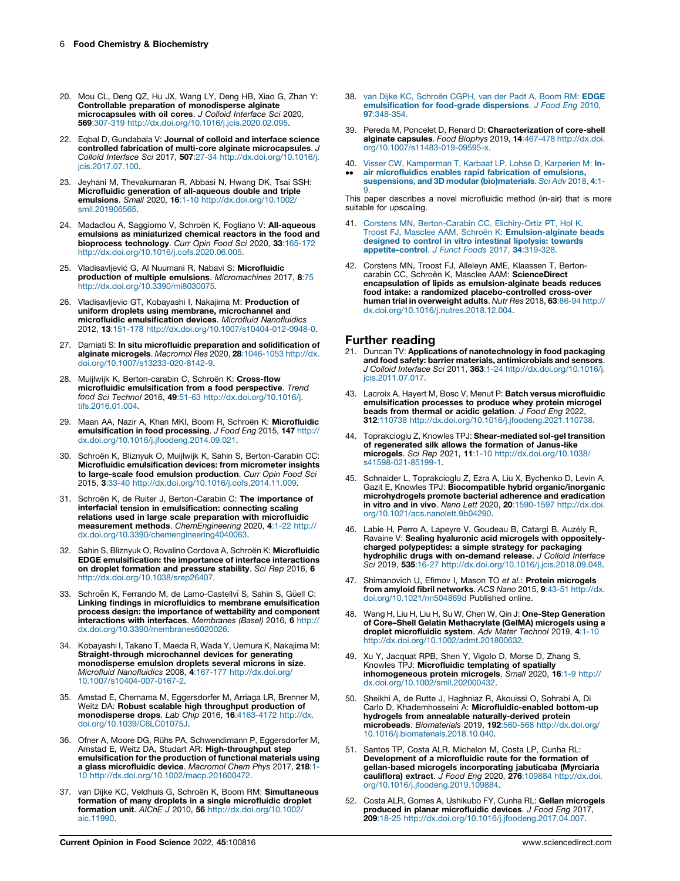20. Mou CL, Deng QZ, Hu JX, Wang LY, Deng HB, Xiao G, Zhan Y: **Controllable preparation of monodisperse alginate microcapsules with oil cores**. *J Colloid Interface Sci* 2020, **569**:307-319 http://dx.doi.org/10.1016/j.jcis.2020.02.095.

22. Eqbal D, Gundabala V: **Journal of colloid and interface science controlled fabrication of multi-core alginate microcapsules**. *J Colloid Interface Sci* 2017, **507**:27-34 http://dx.doi.org/10.1016/j.jcis.2017.07.100.

23. Jeyhani M, Thevakumaran R, Abbasi N, Hwang DK, Tsai SSH: **Microfluidic generation of all-aqueous double and triple emulsions**. *Small* 2020, **16**:1-10 http://dx.doi.org/10.1002/smll.201906565.

24. Madadlou A, Saggiomo V, Schroën K, Fogliano V: **All-aqueous emulsions as miniaturized chemical reactors in the food and bioprocess technology**. *Curr Opin Food Sci* 2020, **33**:165-172 http://dx.doi.org/10.1016/j.cofs.2020.06.005.

25. Vladisavljević G, Al Nuumani R, Nabavi S: **Microfluidic production of multiple emulsions**. *Micromachines* 2017, **8**:75 http://dx.doi.org/10.3390/mi8030075.

26. Vladisavljevic GT, Kobayashi I, Nakajima M: **Production of uniform droplets using membrane, microchannel and microfluidic emulsification devices**. *Microfluid Nanofluidics* 2012, **13**:151-178 http://dx.doi.org/10.1007/s10404-012-0948-0.

27. Damiati S: **In situ microfluidic preparation and solidification of alginate microgels**. *Macromol Res* 2020, **28**:1046-1053 http://dx.doi.org/10.1007/s13233-020-8142-9.

28. Muijlwijk K, Berton-carabin C, Schroën K: **Cross-flow microfluidic emulsification from a food perspective**. *Trend food Sci Technol* 2016, **49**:51-63 http://dx.doi.org/10.1016/j.tifs.2016.01.004.

29. Maan AA, Nazir A, Khan MKI, Boom R, Schroën K: **Microfluidic emulsification in food processing**. *J Food Eng* 2015, **147** http://dx.doi.org/10.1016/j.jfoodeng.2014.09.021.

30. Schroën K, Bliznyuk O, Muijlwijk K, Sahin S, Berton-Carabin CC: **Microfluidic emulsification devices: from micrometer insights to large-scale food emulsion production**. *Curr Opin Food Sci* 2015, **3**:33-40 http://dx.doi.org/10.1016/j.cofs.2014.11.009.

31. Schroën K, de Ruiter J, Berton-Carabin C: **The importance of interfacial tension in emulsification: connecting scaling relations used in large scale preparation with microfluidic measurement methods**. *ChemEngineering* 2020, **4**:1-22 http://dx.doi.org/10.3390/chemengineering4040063.

32. Sahin S, Bliznyuk O, Rovalino Cordova A, Schroën K: **Microfluidic EDGE emulsification: the importance of interface interactions on droplet formation and pressure stability**. *Sci Rep* 2016, **6** http://dx.doi.org/10.1038/srep26407.

33. Schroën K, Ferrando M, de Lamo-Castellví S, Sahin S, Güell C: **Linking findings in microfluidics to membrane emulsification process design: the importance of wettability and component interactions with interfaces**. *Membranes (Basel)* 2016, **6** http://dx.doi.org/10.3390/membranes6020026.

34. Kobayashi I, Takano T, Maeda R, Wada Y, Uemura K, Nakajima M: **Straight-through microchannel devices for generating monodisperse emulsion droplets several microns in size**. *Microfluid Nanofluidics* 2008, **4**:167-177 http://dx.doi.org/10.1007/s10404-007-0167-2.

35. Amstad E, Chemama M, Eggersdorfer M, Arriaga LR, Brenner M, Weitz DA: **Robust scalable high throughput production of monodisperse drops**. *Lab Chip* 2016, **16**:4163-4172 http://dx.doi.org/10.1039/C6LC01075J.

36. Ofner A, Moore DG, Rühs PA, Schwendimann P, Eggersdorfer M, Amstad E, Weitz DA, Studart AR: **High-throughput step emulsification for the production of functional materials using a glass microfluidic device**. *Macromol Chem Phys* 2017, **218**:1-10 http://dx.doi.org/10.1002/macp.201600472.

37. van Dijke KC, Veldhuis G, Schroën K, Boom RM: **Simultaneous formation of many droplets in a single microfluidic droplet formation unit**. *AIChE J* 2010, **56** http://dx.doi.org/10.1002/aic.11990.

38. van Dijke KC, Schroën CGPH, van der Padt A, Boom RM: **EDGE emulsification for food-grade dispersions**. *J Food Eng* 2010, **97**:348-354.

39. Pereda M, Poncelet D, Renard D: **Characterization of core-shell alginate capsules**. *Food Biophys* 2019, **14**:467-478 http://dx.doi.org/10.1007/s11483-019-09595-x.

40. •• Visser CW, Kamperman T, Karbaat LP, Lohse D, Karperien M: **In-air microfluidics enables rapid fabrication of emulsions, suspensions, and 3D modular (bio)materials**. *Sci Adv* 2018, **4**:1-9.

This paper describes a novel microfluidic method (in-air) that is more suitable for upscaling.

41. Corstens MN, Berton-Carabin CC, Elichiry-Ortiz PT, Hol K, Troost FJ, Masclee AAM, Schroën K: **Emulsion-alginate beads designed to control in vitro intestinal lipolysis: towards appetite-control**. *J Funct Foods* 2017, **34**:319-328.

42. Corstens MN, Troost FJ, Alleleyn AME, Klaassen T, Berton-carabin CC, Schroën K, Masclee AAM: **ScienceDirect encapsulation of lipids as emulsion-alginate beads reduces food intake: a randomized placebo-controlled cross-over human trial in overweight adults**. *Nutr Res* 2018, **63**:86-94 http://dx.doi.org/10.1016/j.nutres.2018.12.004.

## Further reading

21. Duncan TV: **Applications of nanotechnology in food packaging and food safety: barrier materials, antimicrobials and sensors**. *J Colloid Interface Sci* 2011, **363**:1-24 http://dx.doi.org/10.1016/j.jcis.2011.07.017.

43. Lacroix A, Hayert M, Bosc V, Menut P: **Batch versus microfluidic emulsification processes to produce whey protein microgel beads from thermal or acidic gelation**. *J Food Eng* 2022, **312**:110738 http://dx.doi.org/10.1016/j.jfoodeng.2021.110738.

44. Toprakcioglu Z, Knowles TPJ: **Shear-mediated sol-gel transition of regenerated silk allows the formation of Janus-like microgels**. *Sci Rep* 2021, **11**:1-10 http://dx.doi.org/10.1038/s41598-021-85199-1.

45. Schnaider L, Toprakcioglu Z, Ezra A, Liu X, Bychenko D, Levin A, Gazit E, Knowles TPJ: **Biocompatible hybrid organic/inorganic microhydrogels promote bacterial adherence and eradication in vitro and in vivo**. *Nano Lett* 2020, **20**:1590-1597 http://dx.doi.org/10.1021/acs.nanolett.9b04290.

46. Labie H, Perro A, Lapeyre V, Goudeau B, Catargi B, Auzély R, Ravaine V: **Sealing hyaluronic acid microgels with oppositely-charged polypeptides: a simple strategy for packaging hydrophilic drugs with on-demand release**. *J Colloid Interface Sci* 2019, **535**:16-27 http://dx.doi.org/10.1016/j.jcis.2018.09.048.

47. Shimanovich U, Efimov I, Mason TO *et al.*: **Protein microgels from amyloid fibril networks**. *ACS Nano* 2015, **9**:43-51 http://dx.doi.org/10.1021/nn504869d Published online.

48. Wang H, Liu H, Liu H, Su W, Chen W, Qin J: **One-Step Generation of Core–Shell Gelatin Methacrylate (GelMA) microgels using a droplet microfluidic system**. *Adv Mater Technol* 2019, **4**:1-10 http://dx.doi.org/10.1002/admt.201800632.

49. Xu Y, Jacquat RPB, Shen Y, Vigolo D, Morse D, Zhang S, Knowles TPJ: **Microfluidic templating of spatially inhomogeneous protein microgels**. *Small* 2020, **16**:1-9 http://dx.doi.org/10.1002/smll.202000432.

50. Sheikhi A, de Rutte J, Haghniaz R, Akouissi O, Sohrabi A, Di Carlo D, Khademhosseini A: **Microfluidic-enabled bottom-up hydrogels from annealable naturally-derived protein microbeads**. *Biomaterials* 2019, **192**:560-568 http://dx.doi.org/10.1016/j.biomaterials.2018.10.040.

51. Santos TP, Costa ALR, Michelon M, Costa LP, Cunha RL: **Development of a microfluidic route for the formation of gellan-based microgels incorporating jabuticaba (Myrciaria cauliflora) extract**. *J Food Eng* 2020, **276**:109884 http://dx.doi.org/10.1016/j.jfoodeng.2019.109884.

52. Costa ALR, Gomes A, Ushikubo FY, Cunha RL: **Gellan microgels produced in planar microfluidic devices**. *J Food Eng* 2017, **209**:18-25 http://dx.doi.org/10.1016/j.jfoodeng.2017.04.007.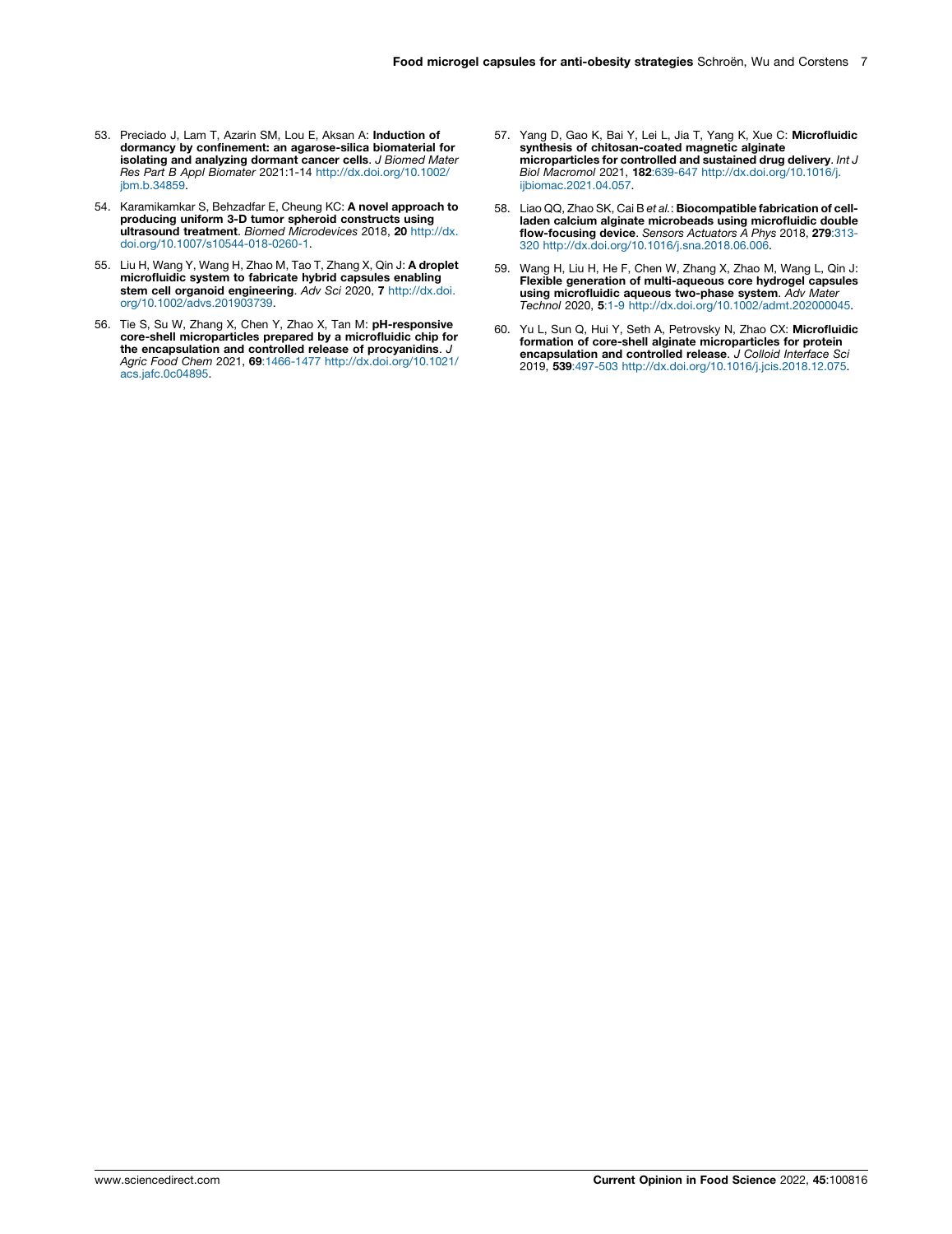53. Preciado J, Lam T, Azarin SM, Lou E, Aksan A: **Induction of dormancy by confinement: an agarose-silica biomaterial for isolating and analyzing dormant cancer cells**. *J Biomed Mater Res Part B Appl Biomater* 2021:1-14 http://dx.doi.org/10.1002/jbm.b.34859.

54. Karamikamkar S, Behzadfar E, Cheung KC: **A novel approach to producing uniform 3-D tumor spheroid constructs using ultrasound treatment**. *Biomed Microdevices* 2018, **20** http://dx.doi.org/10.1007/s10544-018-0260-1.

55. Liu H, Wang Y, Wang H, Zhao M, Tao T, Zhang X, Qin J: **A droplet microfluidic system to fabricate hybrid capsules enabling stem cell organoid engineering**. *Adv Sci* 2020, **7** http://dx.doi.org/10.1002/advs.201903739.

56. Tie S, Su W, Zhang X, Chen Y, Zhao X, Tan M: **pH-responsive core-shell microparticles prepared by a microfluidic chip for the encapsulation and controlled release of procyanidins**. *J Agric Food Chem* 2021, **69**:1466-1477 http://dx.doi.org/10.1021/acs.jafc.0c04895.

57. Yang D, Gao K, Bai Y, Lei L, Jia T, Yang K, Xue C: **Microfluidic synthesis of chitosan-coated magnetic alginate microparticles for controlled and sustained drug delivery**. *Int J Biol Macromol* 2021, **182**:639-647 http://dx.doi.org/10.1016/j.ijbiomac.2021.04.057.

58. Liao QQ, Zhao SK, Cai B *et al.*: **Biocompatible fabrication of cell-laden calcium alginate microbeads using microfluidic double flow-focusing device**. *Sensors Actuators A Phys* 2018, **279**:313-320 http://dx.doi.org/10.1016/j.sna.2018.06.006.

59. Wang H, Liu H, He F, Chen W, Zhang X, Zhao M, Wang L, Qin J: **Flexible generation of multi-aqueous core hydrogel capsules using microfluidic aqueous two-phase system**. *Adv Mater Technol* 2020, **5**:1-9 http://dx.doi.org/10.1002/admt.202000045.

60. Yu L, Sun Q, Hui Y, Seth A, Petrovsky N, Zhao CX: **Microfluidic formation of core-shell alginate microparticles for protein encapsulation and controlled release**. *J Colloid Interface Sci* 2019, **539**:497-503 http://dx.doi.org/10.1016/j.jcis.2018.12.075.